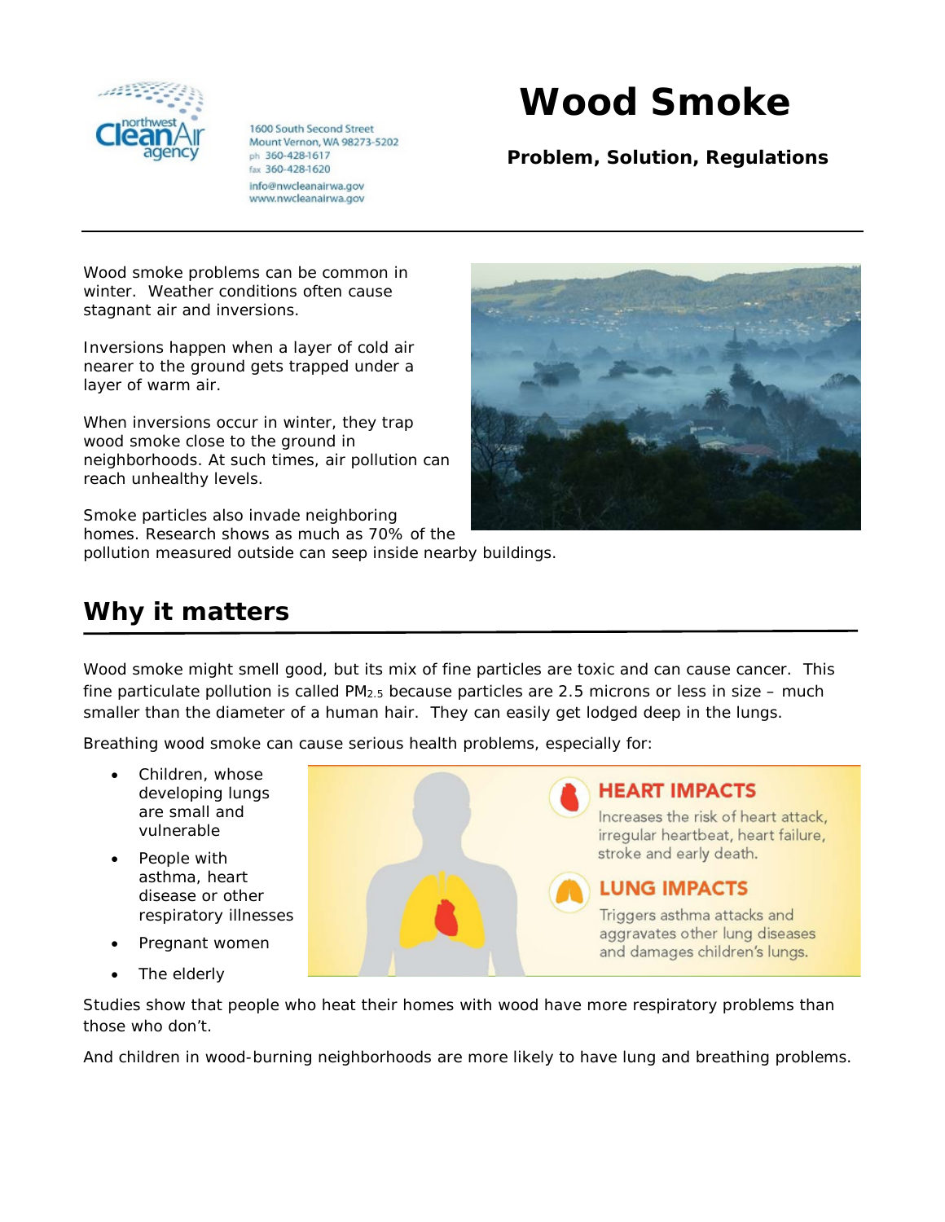northwest Clean Air agency

1600 South Second Street
Mount Vernon, WA 98273-5202
ph 360-428-1617
fax 360-428-1620
info@nwcleanairwa.gov
www.nwcleanairwa.gov

# Wood Smoke

**Problem, Solution, Regulations**

Wood smoke problems can be common in winter. Weather conditions often cause stagnant air and inversions.

Inversions happen when a layer of cold air nearer to the ground gets trapped under a layer of warm air.

When inversions occur in winter, they trap wood smoke close to the ground in neighborhoods. At such times, air pollution can reach unhealthy levels.

Smoke particles also invade neighboring homes. Research shows as much as 70% of the pollution measured outside can seep inside nearby buildings.

## Why it matters

Wood smoke might smell good, but its mix of fine particles are toxic and can cause cancer. This fine particulate pollution is called $PM_{2.5}$ because particles are 2.5 microns or less in size – much smaller than the diameter of a human hair. They can easily get lodged deep in the lungs.

Breathing wood smoke can cause serious health problems, especially for:

- Children, whose developing lungs are small and vulnerable
- People with asthma, heart disease or other respiratory illnesses
- Pregnant women
- The elderly

**HEART IMPACTS**

Increases the risk of heart attack, irregular heartbeat, heart failure, stroke and early death.

**LUNG IMPACTS**

Triggers asthma attacks and aggravates other lung diseases and damages children's lungs.

Studies show that people who heat their homes with wood have more respiratory problems than those who don't.

And children in wood-burning neighborhoods are more likely to have lung and breathing problems.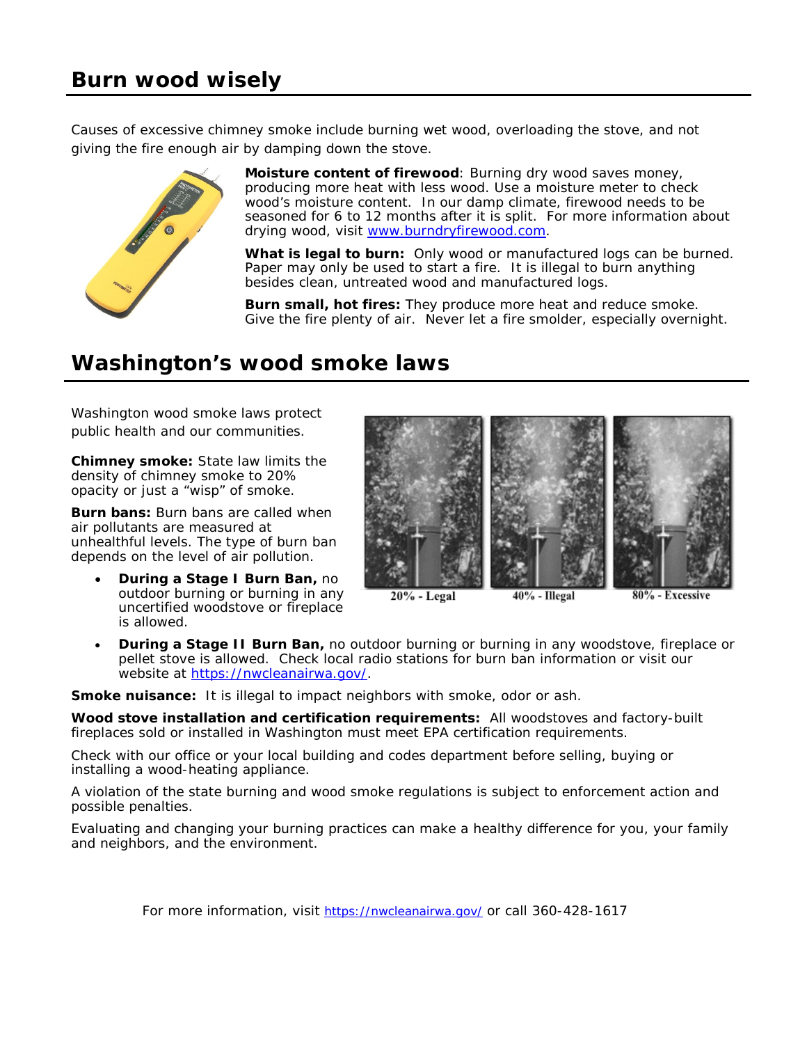## Burn wood wisely

Causes of excessive chimney smoke include burning wet wood, overloading the stove, and not giving the fire enough air by damping down the stove.

**Moisture content of firewood**: Burning dry wood saves money, producing more heat with less wood. Use a moisture meter to check wood's moisture content. In our damp climate, firewood needs to be seasoned for 6 to 12 months after it is split. For more information about drying wood, visit www.burndryfirewood.com.

**What is legal to burn:** Only wood or manufactured logs can be burned. Paper may only be used to start a fire. It is illegal to burn anything besides clean, untreated wood and manufactured logs.

**Burn small, hot fires:** They produce more heat and reduce smoke. Give the fire plenty of air. Never let a fire smolder, especially overnight.

## Washington's wood smoke laws

Washington wood smoke laws protect public health and our communities.

**Chimney smoke:** State law limits the density of chimney smoke to 20% opacity or just a "wisp" of smoke.

20% - Legal

40% - Illegal

80% - Excessive

**Burn bans:** Burn bans are called when air pollutants are measured at unhealthful levels. The type of burn ban depends on the level of air pollution.

- **During a Stage I Burn Ban,** no outdoor burning or burning in any uncertified woodstove or fireplace is allowed.
- **During a Stage II Burn Ban,** no outdoor burning or burning in any woodstove, fireplace or pellet stove is allowed. Check local radio stations for burn ban information or visit our website at https://nwcleanairwa.gov/.

**Smoke nuisance:** It is illegal to impact neighbors with smoke, odor or ash.

**Wood stove installation and certification requirements:** All woodstoves and factory-built fireplaces sold or installed in Washington must meet EPA certification requirements.

Check with our office or your local building and codes department before selling, buying or installing a wood-heating appliance.

A violation of the state burning and wood smoke regulations is subject to enforcement action and possible penalties.

Evaluating and changing your burning practices can make a healthy difference for you, your family and neighbors, and the environment.

For more information, visit https://nwcleanairwa.gov/ or call 360-428-1617